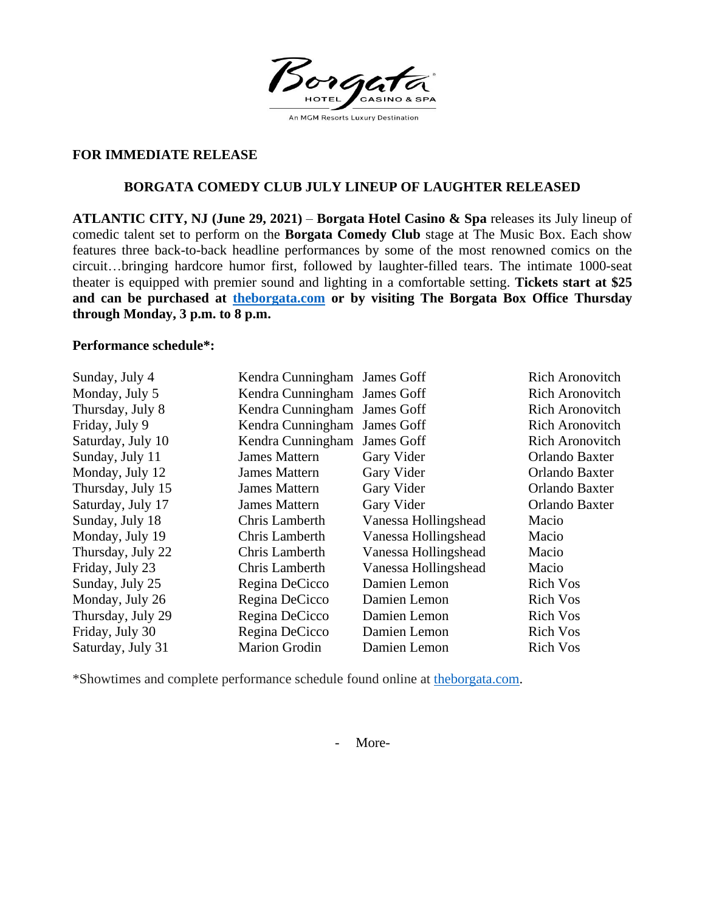Borgata HOTEL CASINO & SPA
An MGM Resorts Luxury Destination

**FOR IMMEDIATE RELEASE**

**BORGATA COMEDY CLUB JULY LINEUP OF LAUGHTER RELEASED**

**ATLANTIC CITY, NJ (June 29, 2021)** – **Borgata Hotel Casino & Spa** releases its July lineup of comedic talent set to perform on the **Borgata Comedy Club** stage at The Music Box. Each show features three back-to-back headline performances by some of the most renowned comics on the circuit…bringing hardcore humor first, followed by laughter-filled tears. The intimate 1000-seat theater is equipped with premier sound and lighting in a comfortable setting. **Tickets start at $25 and can be purchased at [theborgata.com](theborgata.com) or by visiting The Borgata Box Office Thursday through Monday, 3 p.m. to 8 p.m.**

**Performance schedule*:**

| Date | | | |
|---|---|---|---|
| Sunday, July 4 | Kendra Cunningham | James Goff | Rich Aronovitch |
| Monday, July 5 | Kendra Cunningham | James Goff | Rich Aronovitch |
| Thursday, July 8 | Kendra Cunningham | James Goff | Rich Aronovitch |
| Friday, July 9 | Kendra Cunningham | James Goff | Rich Aronovitch |
| Saturday, July 10 | Kendra Cunningham | James Goff | Rich Aronovitch |
| Sunday, July 11 | James Mattern | Gary Vider | Orlando Baxter |
| Monday, July 12 | James Mattern | Gary Vider | Orlando Baxter |
| Thursday, July 15 | James Mattern | Gary Vider | Orlando Baxter |
| Saturday, July 17 | James Mattern | Gary Vider | Orlando Baxter |
| Sunday, July 18 | Chris Lamberth | Vanessa Hollingshead | Macio |
| Monday, July 19 | Chris Lamberth | Vanessa Hollingshead | Macio |
| Thursday, July 22 | Chris Lamberth | Vanessa Hollingshead | Macio |
| Friday, July 23 | Chris Lamberth | Vanessa Hollingshead | Macio |
| Sunday, July 25 | Regina DeCicco | Damien Lemon | Rich Vos |
| Monday, July 26 | Regina DeCicco | Damien Lemon | Rich Vos |
| Thursday, July 29 | Regina DeCicco | Damien Lemon | Rich Vos |
| Friday, July 30 | Regina DeCicco | Damien Lemon | Rich Vos |
| Saturday, July 31 | Marion Grodin | Damien Lemon | Rich Vos |

*Showtimes and complete performance schedule found online at [theborgata.com](theborgata.com).

- More-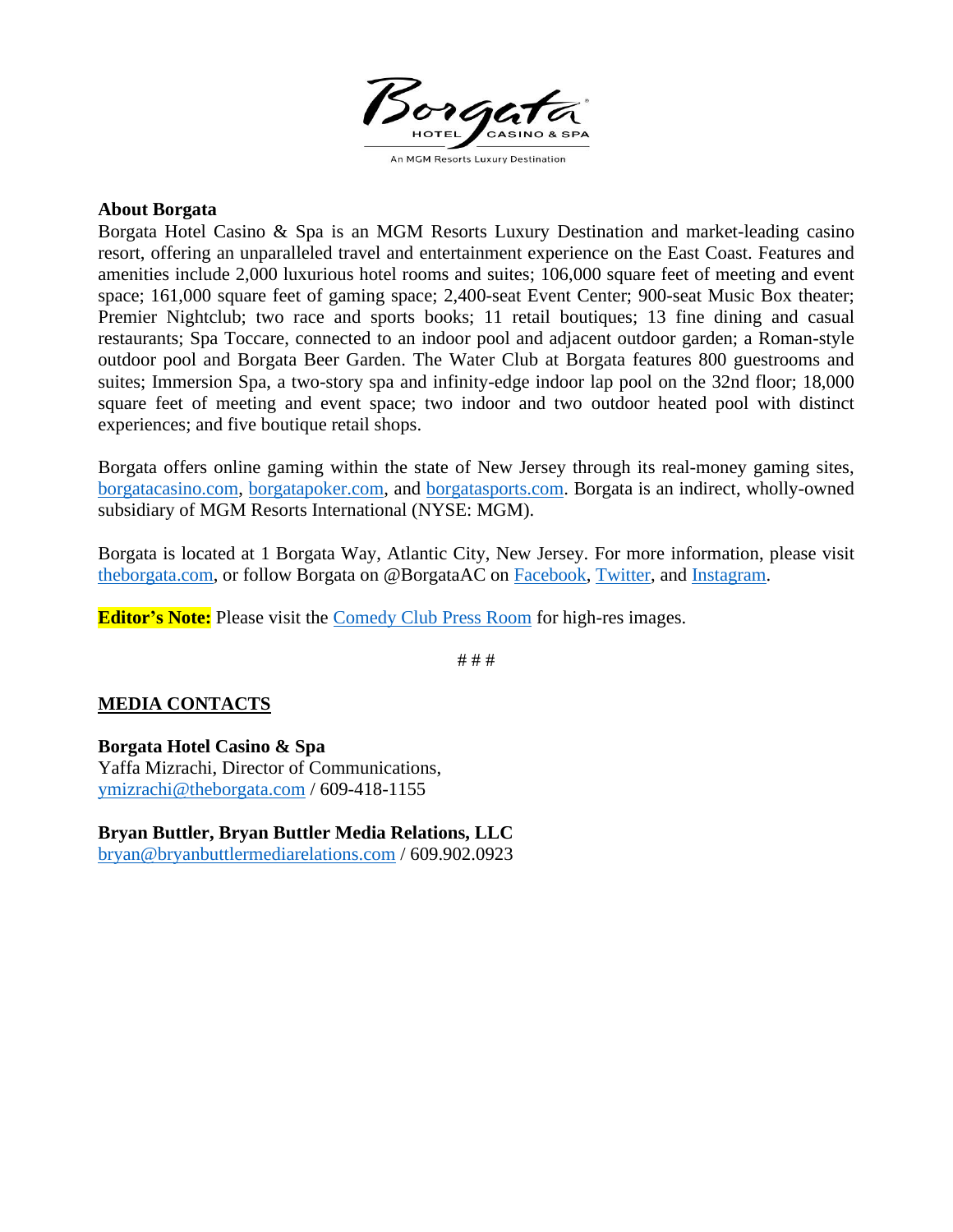**About Borgata**

Borgata Hotel Casino & Spa is an MGM Resorts Luxury Destination and market-leading casino resort, offering an unparalleled travel and entertainment experience on the East Coast. Features and amenities include 2,000 luxurious hotel rooms and suites; 106,000 square feet of meeting and event space; 161,000 square feet of gaming space; 2,400-seat Event Center; 900-seat Music Box theater; Premier Nightclub; two race and sports books; 11 retail boutiques; 13 fine dining and casual restaurants; Spa Toccare, connected to an indoor pool and adjacent outdoor garden; a Roman-style outdoor pool and Borgata Beer Garden. The Water Club at Borgata features 800 guestrooms and suites; Immersion Spa, a two-story spa and infinity-edge indoor lap pool on the 32nd floor; 18,000 square feet of meeting and event space; two indoor and two outdoor heated pool with distinct experiences; and five boutique retail shops.

Borgata offers online gaming within the state of New Jersey through its real-money gaming sites, borgatacasino.com, borgatapoker.com, and borgatasports.com. Borgata is an indirect, wholly-owned subsidiary of MGM Resorts International (NYSE: MGM).

Borgata is located at 1 Borgata Way, Atlantic City, New Jersey. For more information, please visit theborgata.com, or follow Borgata on @BorgataAC on Facebook, Twitter, and Instagram.

**Editor's Note:** Please visit the Comedy Club Press Room for high-res images.

# # #

**MEDIA CONTACTS**

**Borgata Hotel Casino & Spa**
Yaffa Mizrachi, Director of Communications,
ymizrachi@theborgata.com / 609-418-1155

**Bryan Buttler, Bryan Buttler Media Relations, LLC**
bryan@bryanbuttlermediarelations.com / 609.902.0923